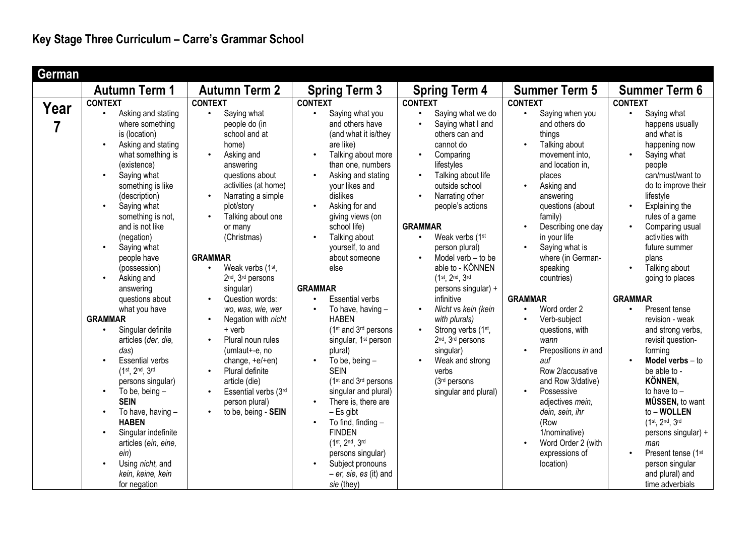# Key Stage Three Curriculum – Carre's Grammar School

| German | | | | | | |
|---|---|---|---|---|---|---|
| | **Autumn Term 1** | **Autumn Term 2** | **Spring Term 3** | **Spring Term 4** | **Summer Term 5** | **Summer Term 6** |
| **Year 7** | **CONTEXT**<br>• Asking and stating where something is (location)<br>• Asking and stating what something is (existence)<br>• Saying what something is like (description)<br>• Saying what something is not, and is not like (negation)<br>• Saying what people have (possession)<br>• Asking and answering questions about what you have<br>**GRAMMAR**<br>• Singular definite articles (*der, die, das*)<br>• Essential verbs (1st, 2nd, 3rd persons singular)<br>• To be, being – **SEIN**<br>• To have, having – **HABEN**<br>• Singular indefinite articles (*ein, eine, ein*)<br>• Using *nicht,* and *kein, keine, kein* for negation | **CONTEXT**<br>• Saying what people do (in school and at home)<br>• Asking and answering questions about activities (at home)<br>• Narrating a simple plot/story<br>• Talking about one or many (Christmas)<br>**GRAMMAR**<br>• Weak verbs (1st, 2nd, 3rd persons singular)<br>• Question words: *wo, was, wie, wer*<br>• Negation with *nicht* + verb<br>• Plural noun rules (umlaut+-e, no change, +e/+en)<br>• Plural definite article (die)<br>• Essential verbs (3rd person plural)<br>• to be, being - **SEIN** | **CONTEXT**<br>• Saying what you and others have (and what it is/they are like)<br>• Talking about more than one, numbers<br>• Asking and stating your likes and dislikes<br>• Asking for and giving views (on school life)<br>• Talking about yourself, to and about someone else<br>**GRAMMAR**<br>• Essential verbs<br>• To have, having – HABEN (1st and 3rd persons singular, 1st person plural)<br>• To be, being – SEIN (1st and 3rd persons singular and plural)<br>• There is, there are – Es gibt<br>• To find, finding – FINDEN (1st, 2nd, 3rd persons singular)<br>• Subject pronouns – *er, sie, es* (it) and *sie* (they) | **CONTEXT**<br>• Saying what we do<br>• Saying what I and others can and cannot do<br>• Comparing lifestyles<br>• Talking about life outside school<br>• Narrating other people's actions<br>**GRAMMAR**<br>• Weak verbs (1st person plural)<br>• Model verb – to be able to - KÖNNEN (1st, 2nd, 3rd persons singular) + infinitive<br>• *Nicht* vs *kein (kein with plurals)*<br>• Strong verbs (1st, 2nd, 3rd persons singular)<br>• Weak and strong verbs (3rd persons singular and plural) | **CONTEXT**<br>• Saying when you and others do things<br>• Talking about movement into, and location in, places<br>• Asking and answering questions (about family)<br>• Describing one day in your life<br>• Saying what is where (in German-speaking countries)<br>**GRAMMAR**<br>• Word order 2<br>• Verb-subject questions, with *wann*<br>• Prepositions *in* and *auf* Row 2/accusative and Row 3/dative)<br>• Possessive adjectives *mein, dein, sein, ihr* (Row 1/nominative)<br>• Word Order 2 (with expressions of location) | **CONTEXT**<br>• Saying what happens usually and what is happening now<br>• Saying what people can/must/want to do to improve their lifestyle<br>• Explaining the rules of a game<br>• Comparing usual activities with future summer plans<br>• Talking about going to places<br>**GRAMMAR**<br>• Present tense revision - weak and strong verbs, revisit question-forming<br>• **Model verbs** – to be able to - **KÖNNEN,** to have to – **MÜSSEN,** to want to – **WOLLEN** (1st, 2nd, 3rd persons singular) + *man*<br>• Present tense (1st person singular and plural) and time adverbials |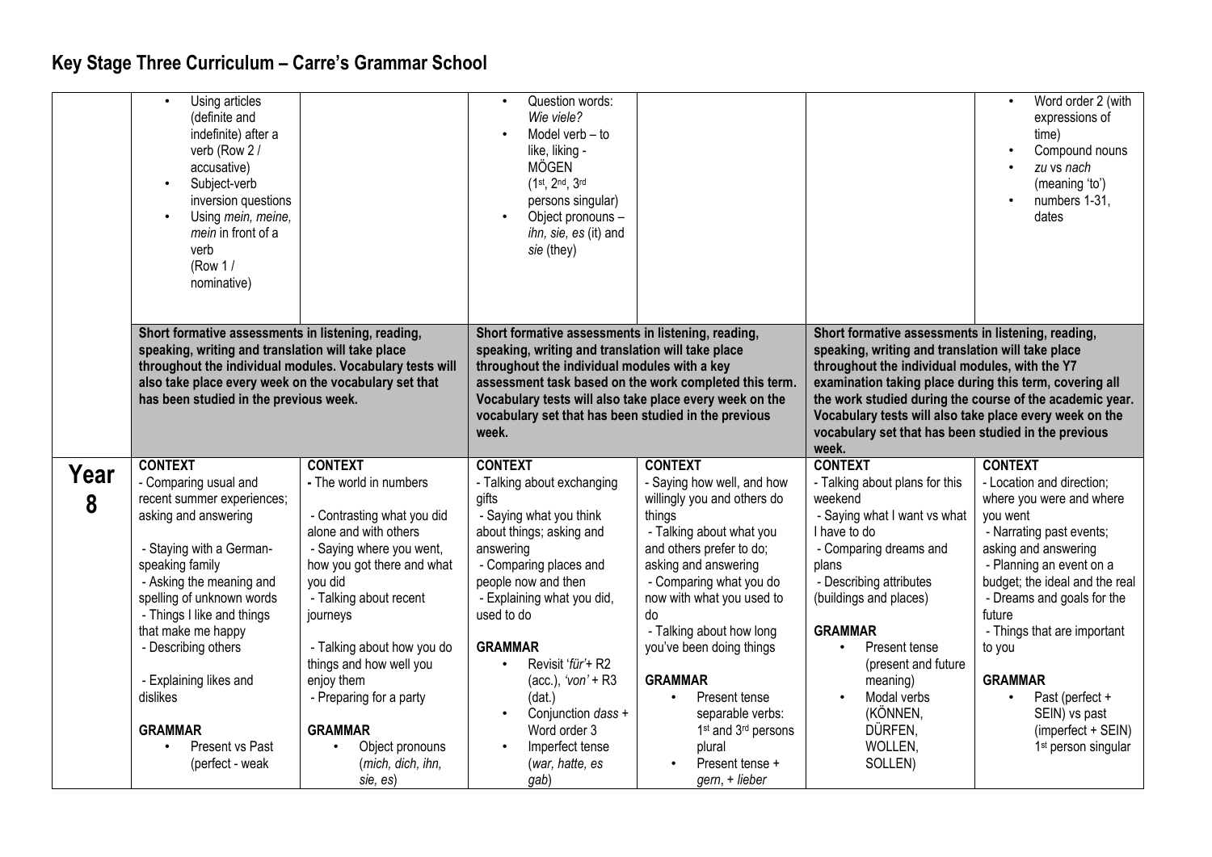## Key Stage Three Curriculum – Carre's Grammar School

| | | | | | | |
|---|---|---|---|---|---|---|
| | • Using articles (definite and indefinite) after a verb (Row 2 / accusative)<br>• Subject-verb inversion questions<br>• Using *mein, meine, mein* in front of a verb (Row 1 / nominative) | | • Question words: *Wie viele?*<br>• Model verb – to like, liking - MÖGEN (1st, 2nd, 3rd persons singular)<br>• Object pronouns – *ihn, sie, es* (it) and *sie* (they) | | | • Word order 2 (with expressions of time)<br>• Compound nouns<br>• *zu* vs *nach* (meaning 'to')<br>• numbers 1-31, dates |
| | **Short formative assessments in listening, reading, speaking, writing and translation will take place throughout the individual modules. Vocabulary tests will also take place every week on the vocabulary set that has been studied in the previous week.** | | **Short formative assessments in listening, reading, speaking, writing and translation will take place throughout the individual modules with a key assessment task based on the work completed this term. Vocabulary tests will also take place every week on the vocabulary set that has been studied in the previous week.** | | **Short formative assessments in listening, reading, speaking, writing and translation will take place throughout the individual modules, with the Y7 examination taking place during this term, covering all the work studied during the course of the academic year. Vocabulary tests will also take place every week on the vocabulary set that has been studied in the previous week.** | |
| **Year 8** | **CONTEXT**<br>- Comparing usual and recent summer experiences; asking and answering<br>- Staying with a German-speaking family<br>- Asking the meaning and spelling of unknown words<br>- Things I like and things that make me happy<br>- Describing others<br>- Explaining likes and dislikes<br>**GRAMMAR**<br>• Present vs Past (perfect - weak | **CONTEXT**<br>- The world in numbers<br>- Contrasting what you did alone and with others<br>- Saying where you went, how you got there and what you did<br>- Talking about recent journeys<br>- Talking about how you do things and how well you enjoy them<br>- Preparing for a party<br>**GRAMMAR**<br>• Object pronouns (*mich, dich, ihn, sie, es*) | **CONTEXT**<br>- Talking about exchanging gifts<br>- Saying what you think about things; asking and answering<br>- Comparing places and people now and then<br>- Explaining what you did, used to do<br>**GRAMMAR**<br>• Revisit '*für*'+ R2 (acc.), '*von*' + R3 (dat.)<br>• Conjunction *dass* + Word order 3<br>• Imperfect tense (*war, hatte, es gab*) | **CONTEXT**<br>- Saying how well, and how willingly you and others do things<br>- Talking about what you and others prefer to do; asking and answering<br>- Comparing what you do now with what you used to do<br>- Talking about how long you've been doing things<br>**GRAMMAR**<br>• Present tense separable verbs: 1st and 3rd persons plural<br>• Present tense + *gern*, + *lieber* | **CONTEXT**<br>- Talking about plans for this weekend<br>- Saying what I want vs what I have to do<br>- Comparing dreams and plans<br>- Describing attributes (buildings and places)<br>**GRAMMAR**<br>• Present tense (present and future meaning)<br>• Modal verbs (KÖNNEN, DÜRFEN, WOLLEN, SOLLEN) | **CONTEXT**<br>- Location and direction; where you were and where you went<br>- Narrating past events; asking and answering<br>- Planning an event on a budget; the ideal and the real<br>- Dreams and goals for the future<br>- Things that are important to you<br>**GRAMMAR**<br>• Past (perfect + SEIN) vs past (imperfect + SEIN) 1st person singular |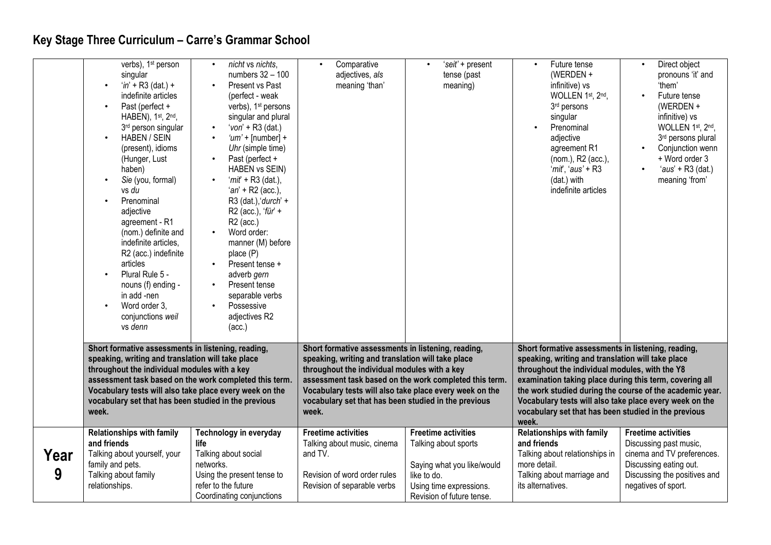# Key Stage Three Curriculum – Carre's Grammar School

| | | | | | | |
|---|---|---|---|---|---|---|
| | • verbs), 1st person singular<br>• '*in*' + R3 (dat.) + indefinite articles<br>• Past (perfect + HABEN), 1st, 2nd, 3rd person singular<br>• HABEN / SEIN (present), idioms (Hunger, Lust haben)<br>• *Sie* (you, formal) vs *du*<br>• Prenominal adjective agreement - R1 (nom.) definite and indefinite articles, R2 (acc.) indefinite articles<br>• Plural Rule 5 - nouns (f) ending -in add -nen<br>• Word order 3, conjunctions *weil* vs *denn* | • *nicht* vs *nichts*, numbers 32 – 100<br>• Present vs Past (perfect - weak verbs), 1st persons singular and plural<br>• '*von*' + R3 (dat.)<br>• '*um*' + [number] + *Uhr* (simple time)<br>• Past (perfect + HABEN vs SEIN)<br>• '*mit*' + R3 (dat.), '*an*' + R2 (acc.), R3 (dat.),'*durch*' + R2 (acc.), '*für*' + R2 (acc.)<br>• Word order: manner (M) before place (P)<br>• Present tense + adverb *gern*<br>• Present tense separable verbs<br>• Possessive adjectives R2 (acc.) | • Comparative adjectives, *als* meaning 'than' | • '*seit*' + present tense (past meaning) | • Future tense (WERDEN + infinitive) vs WOLLEN 1st, 2nd, 3rd persons singular<br>• Prenominal adjective agreement R1 (nom.), R2 (acc.), '*mit*', '*aus*' + R3 (dat.) with indefinite articles | • Direct object pronouns 'it' and 'them'<br>• Future tense (WERDEN + infinitive) vs WOLLEN 1st, 2nd, 3rd persons plural<br>• Conjunction wenn + Word order 3<br>• '*aus*' + R3 (dat.) meaning 'from' |
| | **Short formative assessments in listening, reading, speaking, writing and translation will take place throughout the individual modules with a key assessment task based on the work completed this term. Vocabulary tests will also take place every week on the vocabulary set that has been studied in the previous week.** | | **Short formative assessments in listening, reading, speaking, writing and translation will take place throughout the individual modules with a key assessment task based on the work completed this term. Vocabulary tests will also take place every week on the vocabulary set that has been studied in the previous week.** | | **Short formative assessments in listening, reading, speaking, writing and translation will take place throughout the individual modules, with the Y8 examination taking place during this term, covering all the work studied during the course of the academic year. Vocabulary tests will also take place every week on the vocabulary set that has been studied in the previous week.** | |
| **Year 9** | **Relationships with family and friends**<br>Talking about yourself, your family and pets.<br>Talking about family relationships. | **Technology in everyday life**<br>Talking about social networks.<br>Using the present tense to refer to the future<br>Coordinating conjunctions | **Freetime activities**<br>Talking about music, cinema and TV.<br><br>Revision of word order rules<br>Revision of separable verbs | **Freetime activities**<br>Talking about sports<br><br>Saying what you like/would like to do.<br>Using time expressions.<br>Revision of future tense. | **Relationships with family and friends**<br>Talking about relationships in more detail.<br>Talking about marriage and its alternatives. | **Freetime activities**<br>Discussing past music, cinema and TV preferences.<br>Discussing eating out.<br>Discussing the positives and negatives of sport. |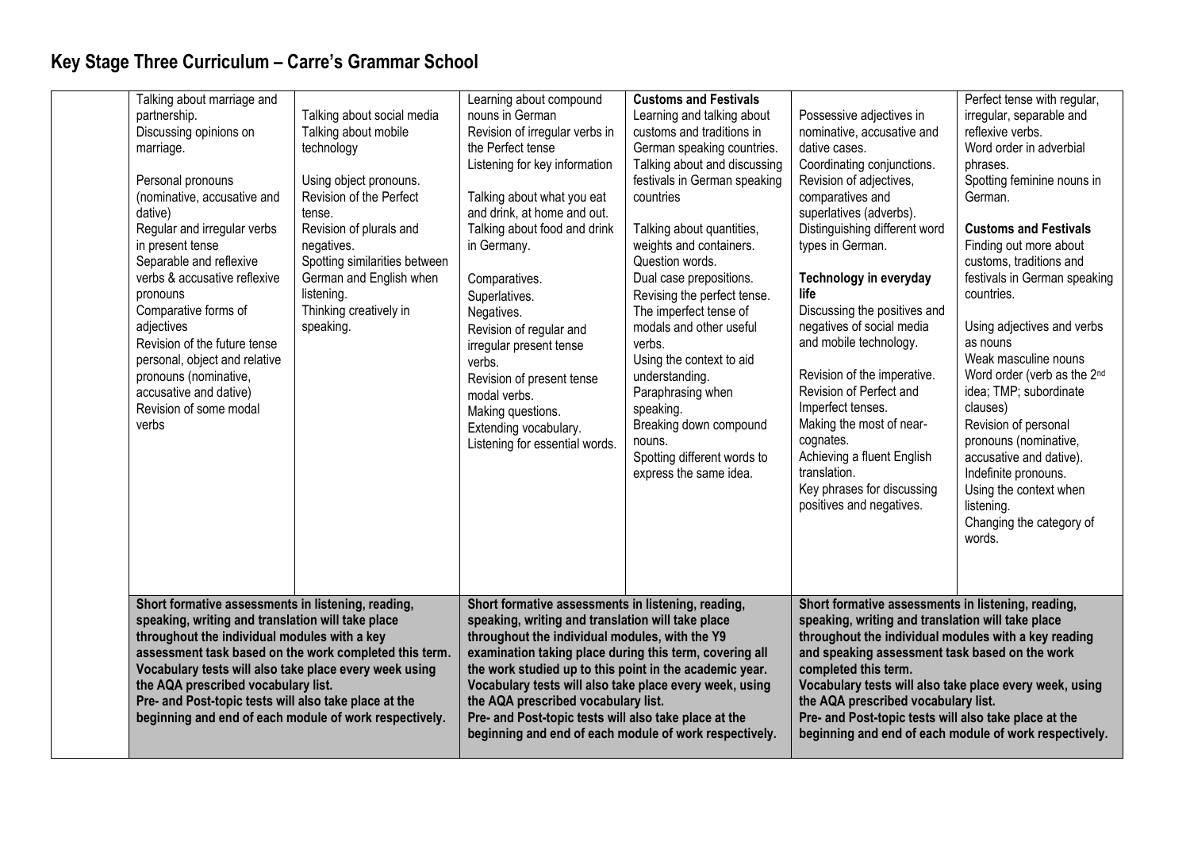# Key Stage Three Curriculum – Carre's Grammar School

| | | | | | | |
|---|---|---|---|---|---|---|
| | Talking about marriage and partnership.<br>Discussing opinions on marriage.<br><br>Personal pronouns (nominative, accusative and dative)<br>Regular and irregular verbs in present tense<br>Separable and reflexive verbs & accusative reflexive pronouns<br>Comparative forms of adjectives<br>Revision of the future tense personal, object and relative pronouns (nominative, accusative and dative)<br>Revision of some modal verbs | Talking about social media<br>Talking about mobile technology<br><br>Using object pronouns.<br>Revision of the Perfect tense.<br>Revision of plurals and negatives.<br>Spotting similarities between German and English when listening.<br>Thinking creatively in speaking. | Learning about compound nouns in German<br>Revision of irregular verbs in the Perfect tense<br>Listening for key information<br><br>Talking about what you eat and drink, at home and out.<br>Talking about food and drink in Germany.<br><br>Comparatives.<br>Superlatives.<br>Negatives.<br>Revision of regular and irregular present tense verbs.<br>Revision of present tense modal verbs.<br>Making questions.<br>Extending vocabulary.<br>Listening for essential words. | **Customs and Festivals**<br>Learning and talking about customs and traditions in German speaking countries.<br>Talking about and discussing festivals in German speaking countries<br><br>Talking about quantities, weights and containers.<br>Question words.<br>Dual case prepositions.<br>Revising the perfect tense.<br>The imperfect tense of modals and other useful verbs.<br>Using the context to aid understanding.<br>Paraphrasing when speaking.<br>Breaking down compound nouns.<br>Spotting different words to express the same idea. | Possessive adjectives in nominative, accusative and dative cases.<br>Coordinating conjunctions.<br>Revision of adjectives, comparatives and superlatives (adverbs).<br>Distinguishing different word types in German.<br><br>**Technology in everyday life**<br>Discussing the positives and negatives of social media and mobile technology.<br><br>Revision of the imperative.<br>Revision of Perfect and Imperfect tenses.<br>Making the most of near-cognates.<br>Achieving a fluent English translation.<br>Key phrases for discussing positives and negatives. | Perfect tense with regular, irregular, separable and reflexive verbs.<br>Word order in adverbial phrases.<br>Spotting feminine nouns in German.<br><br>**Customs and Festivals**<br>Finding out more about customs, traditions and festivals in German speaking countries.<br><br>Using adjectives and verbs as nouns<br>Weak masculine nouns<br>Word order (verb as the 2nd idea; TMP; subordinate clauses)<br>Revision of personal pronouns (nominative, accusative and dative).<br>Indefinite pronouns.<br>Using the context when listening.<br>Changing the category of words. |
| | **Short formative assessments in listening, reading, speaking, writing and translation will take place throughout the individual modules with a key assessment task based on the work completed this term. Vocabulary tests will also take place every week using the AQA prescribed vocabulary list. Pre- and Post-topic tests will also take place at the beginning and end of each module of work respectively.** | | **Short formative assessments in listening, reading, speaking, writing and translation will take place throughout the individual modules, with the Y9 examination taking place during this term, covering all the work studied up to this point in the academic year. Vocabulary tests will also take place every week, using the AQA prescribed vocabulary list. Pre- and Post-topic tests will also take place at the beginning and end of each module of work respectively.** | | **Short formative assessments in listening, reading, speaking, writing and translation will take place throughout the individual modules with a key reading and speaking assessment task based on the work completed this term. Vocabulary tests will also take place every week, using the AQA prescribed vocabulary list. Pre- and Post-topic tests will also take place at the beginning and end of each module of work respectively.** | |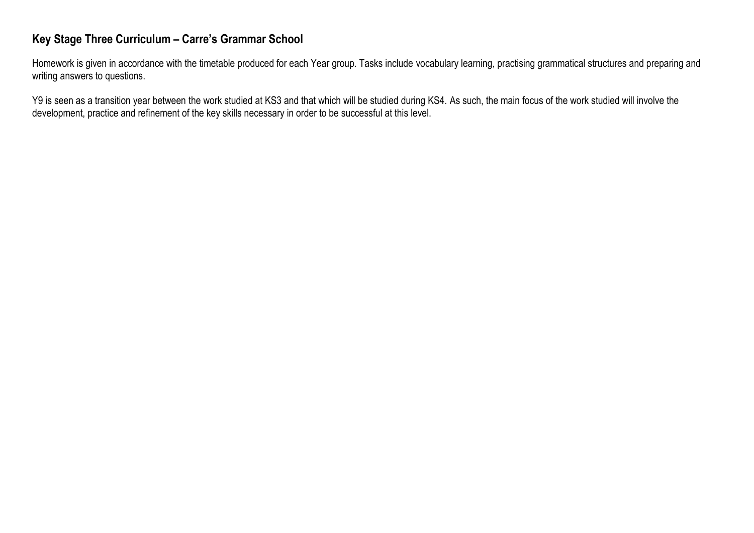### Key Stage Three Curriculum – Carre's Grammar School

Homework is given in accordance with the timetable produced for each Year group. Tasks include vocabulary learning, practising grammatical structures and preparing and writing answers to questions.

Y9 is seen as a transition year between the work studied at KS3 and that which will be studied during KS4. As such, the main focus of the work studied will involve the development, practice and refinement of the key skills necessary in order to be successful at this level.